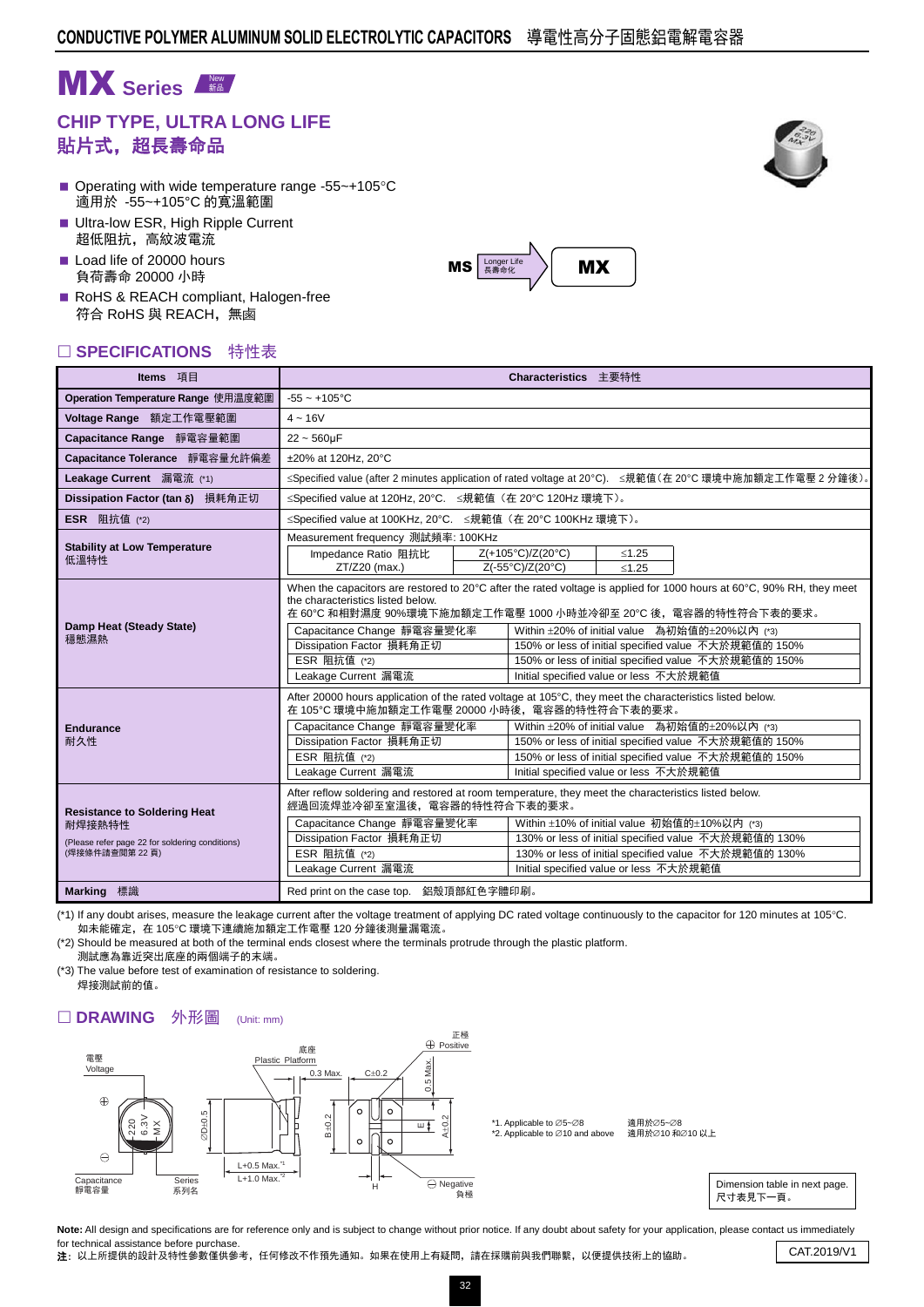# CONDUCTIVE POLYMER ALUMINUM SOLID ELECTROLYTIC CAPACITORS 導電性高分子固態鋁電解電容器

# MX Series New 新品

## CHIP TYPE, ULTRA LONG LIFE
## 貼片式，超長壽命品

- Operating with wide temperature range -55~+105°C
  適用於 -55~+105°C 的寬溫範圍
- Ultra-low ESR, High Ripple Current
  超低阻抗，高紋波電流
- Load life of 20000 hours
  負荷壽命 20000 小時
- RoHS & REACH compliant, Halogen-free
  符合 RoHS 與 REACH，無鹵

MS → Longer Life 長壽命化 → MX

## □ SPECIFICATIONS 特性表

| Items 項目 | Characteristics 主要特性 |
|---|---|
| Operation Temperature Range 使用溫度範圍 | -55 ~ +105°C |
| Voltage Range 額定工作電壓範圍 | 4 ~ 16V |
| Capacitance Range 靜電容量範圍 | 22 ~ 560μF |
| Capacitance Tolerance 靜電容量允許偏差 | ±20% at 120Hz, 20°C |
| Leakage Current 漏電流 (*1) | ≤Specified value (after 2 minutes application of rated voltage at 20°C). ≤規範值（在 20°C 環境中施加額定工作電壓 2 分鐘後）。 |
| Dissipation Factor (tan δ) 損耗角正切 | ≤Specified value at 120Hz, 20°C. ≤規範值（在 20°C 120Hz 環境下）。 |
| ESR 阻抗值 (*2) | ≤Specified value at 100KHz, 20°C. ≤規範值（在 20°C 100KHz 環境下）。 |
| Stability at Low Temperature 低溫特性 | Measurement frequency 測試頻率: 100KHz<br>Impedance Ratio 阻抗比 ZT/Z20 (max.): Z(+105°C)/Z(20°C) ≤1.25; Z(-55°C)/Z(20°C) ≤1.25 |
| Damp Heat (Steady State) 穩態濕熱 | When the capacitors are restored to 20°C after the rated voltage is applied for 1000 hours at 60°C, 90% RH, they meet the characteristics listed below.<br>在 60°C 和相對濕度 90%環境下施加額定工作電壓 1000 小時並冷卻至 20°C 後，電容器的特性符合下表的要求。<br>Capacitance Change 靜電容量變化率: Within ±20% of initial value 為初始值的±20%以內 (*3)<br>Dissipation Factor 損耗角正切: 150% or less of initial specified value 不大於規範值的 150%<br>ESR 阻抗值 (*2): 150% or less of initial specified value 不大於規範值的 150%<br>Leakage Current 漏電流: Initial specified value or less 不大於規範值 |
| Endurance 耐久性 | After 20000 hours application of the rated voltage at 105°C, they meet the characteristics listed below.<br>在 105°C 環境中施加額定工作電壓 20000 小時後，電容器的特性符合下表的要求。<br>Capacitance Change 靜電容量變化率: Within ±20% of initial value 為初始值的±20%以內 (*3)<br>Dissipation Factor 損耗角正切: 150% or less of initial specified value 不大於規範值的 150%<br>ESR 阻抗值 (*2): 150% or less of initial specified value 不大於規範值的 150%<br>Leakage Current 漏電流: Initial specified value or less 不大於規範值 |
| Resistance to Soldering Heat 耐焊接熱特性<br>(Please refer page 22 for soldering conditions)<br>(焊接條件請查閱第 22 頁) | After reflow soldering and restored at room temperature, they meet the characteristics listed below.<br>經過回流焊並冷卻至室溫後，電容器的特性符合下表的要求。<br>Capacitance Change 靜電容量變化率: Within ±10% of initial value 初始值的±10%以內 (*3)<br>Dissipation Factor 損耗角正切: 130% or less of initial specified value 不大於規範值的 130%<br>ESR 阻抗值 (*2): 130% or less of initial specified value 不大於規範值的 130%<br>Leakage Current 漏電流: Initial specified value or less 不大於規範值 |
| Marking 標識 | Red print on the case top. 鋁殼頂部紅色字體印刷。 |

(*1) If any doubt arises, measure the leakage current after the voltage treatment of applying DC rated voltage continuously to the capacitor for 120 minutes at 105°C.
如未能確定，在 105°C 環境下連續施加額定工作電壓 120 分鐘後測量漏電流。

(*2) Should be measured at both of the terminal ends closest where the terminals protrude through the plastic platform.
測試應為靠近突出底座的兩個端子的末端。

(*3) The value before test of examination of resistance to soldering.
焊接測試前的值。

## □ DRAWING 外形圖 (Unit: mm)

電壓 Voltage; Capacitance 靜電容量; Series 系列名; 底座 Plastic Platform; 0.3 Max.; C±0.2; 0.5 Max.; 正極 Positive; ⊖ Negative 負極; ∅D±0.5; B±0.2; E; A±0.2; H; L+0.5 Max.*1; L+1.0 Max.*2

*1. Applicable to ∅5~∅8 適用於∅5~∅8
*2. Applicable to ∅10 and above 適用於∅10 和∅10 以上

Dimension table in next page. 尺寸表見下一頁。

**Note:** All design and specifications are for reference only and is subject to change without prior notice. If any doubt about safety for your application, please contact us immediately for technical assistance before purchase.
**注：** 以上所提供的設計及特性參數僅供參考，任何修改不作預先通知。如果在使用上有疑問，請在採購前與我們聯繫，以便提供技術上的協助。

CAT.2019/V1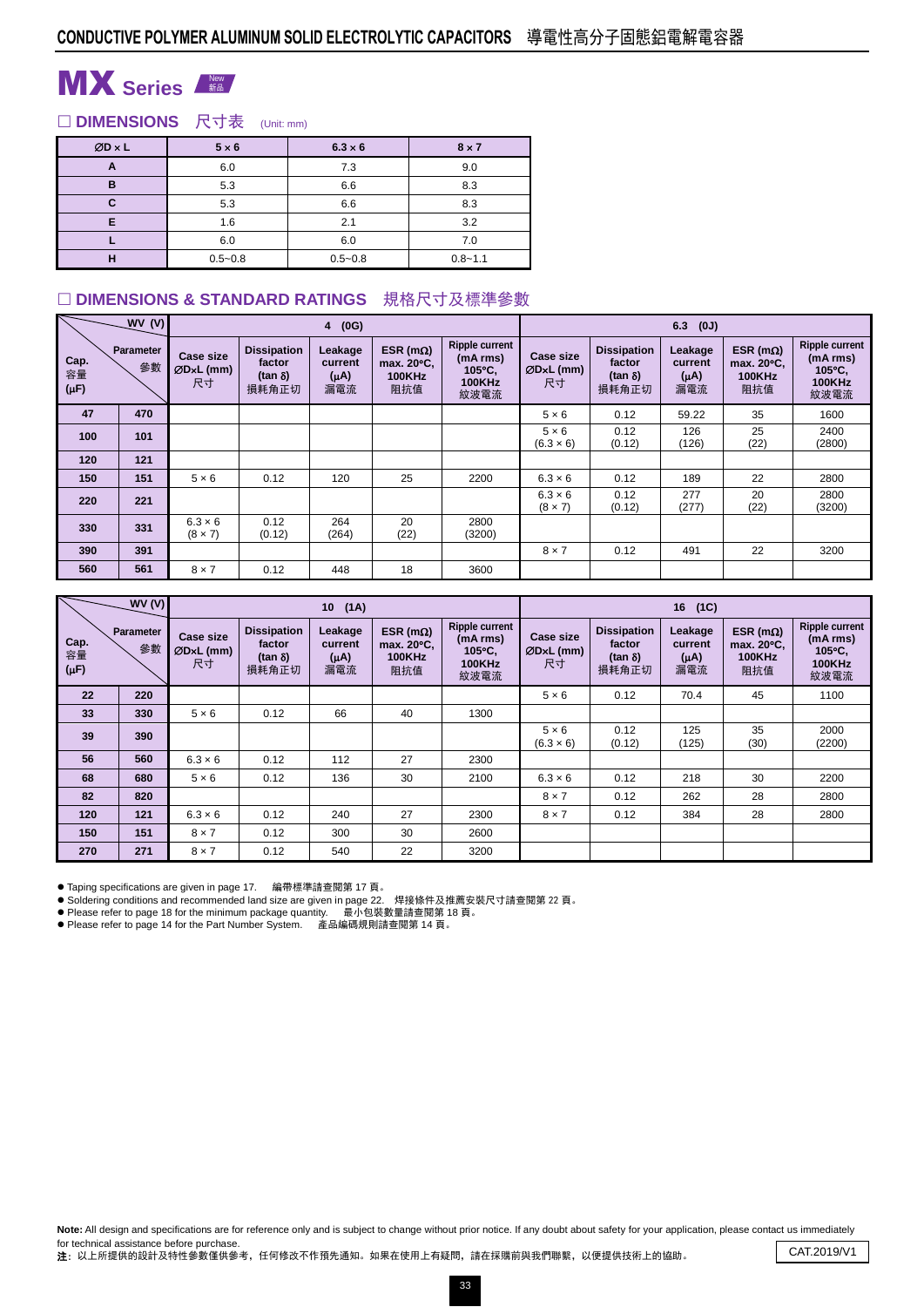# CONDUCTIVE POLYMER ALUMINUM SOLID ELECTROLYTIC CAPACITORS 導電性高分子固態鋁電解電容器

# MX Series New 新品

## □ DIMENSIONS 尺寸表 (Unit: mm)

| ØD × L | 5 × 6 | 6.3 × 6 | 8 × 7 |
|---|---|---|---|
| A | 6.0 | 7.3 | 9.0 |
| B | 5.3 | 6.6 | 8.3 |
| C | 5.3 | 6.6 | 8.3 |
| E | 1.6 | 2.1 | 3.2 |
| L | 6.0 | 6.0 | 7.0 |
| H | 0.5~0.8 | 0.5~0.8 | 0.8~1.1 |

## □ DIMENSIONS & STANDARD RATINGS 規格尺寸及標準參數

| WV (V) | | 4 (0G) | | | | | 6.3 (0J) | | | | |
|---|---|---|---|---|---|---|---|---|---|---|---|
| Cap. 容量 (μF) | Parameter 參數 | Case size ØD×L (mm) 尺寸 | Dissipation factor (tan δ) 損耗角正切 | Leakage current (μA) 漏電流 | ESR (mΩ) max. 20°C, 100KHz 阻抗值 | Ripple current (mA rms) 105°C, 100KHz 紋波電流 | Case size ØD×L (mm) 尺寸 | Dissipation factor (tan δ) 損耗角正切 | Leakage current (μA) 漏電流 | ESR (mΩ) max. 20°C, 100KHz 阻抗值 | Ripple current (mA rms) 105°C, 100KHz 紋波電流 |
| 47 | 470 | | | | | | 5 × 6 | 0.12 | 59.22 | 35 | 1600 |
| 100 | 101 | | | | | | 5 × 6 (6.3 × 6) | 0.12 (0.12) | 126 (126) | 25 (22) | 2400 (2800) |
| 120 | 121 | | | | | | | | | | |
| 150 | 151 | 5 × 6 | 0.12 | 120 | 25 | 2200 | 6.3 × 6 | 0.12 | 189 | 22 | 2800 |
| 220 | 221 | | | | | | 6.3 × 6 (8 × 7) | 0.12 (0.12) | 277 (277) | 20 (22) | 2800 (3200) |
| 330 | 331 | 6.3 × 6 (8 × 7) | 0.12 (0.12) | 264 (264) | 20 (22) | 2800 (3200) | | | | | |
| 390 | 391 | | | | | | 8 × 7 | 0.12 | 491 | 22 | 3200 |
| 560 | 561 | 8 × 7 | 0.12 | 448 | 18 | 3600 | | | | | |

| WV (V) | | 10 (1A) | | | | | 16 (1C) | | | | |
|---|---|---|---|---|---|---|---|---|---|---|---|
| Cap. 容量 (μF) | Parameter 參數 | Case size ØD×L (mm) 尺寸 | Dissipation factor (tan δ) 損耗角正切 | Leakage current (μA) 漏電流 | ESR (mΩ) max. 20°C, 100KHz 阻抗值 | Ripple current (mA rms) 105°C, 100KHz 紋波電流 | Case size ØD×L (mm) 尺寸 | Dissipation factor (tan δ) 損耗角正切 | Leakage current (μA) 漏電流 | ESR (mΩ) max. 20°C, 100KHz 阻抗值 | Ripple current (mA rms) 105°C, 100KHz 紋波電流 |
| 22 | 220 | | | | | | 5 × 6 | 0.12 | 70.4 | 45 | 1100 |
| 33 | 330 | 5 × 6 | 0.12 | 66 | 40 | 1300 | | | | | |
| 39 | 390 | | | | | | 5 × 6 (6.3 × 6) | 0.12 (0.12) | 125 (125) | 35 (30) | 2000 (2200) |
| 56 | 560 | 6.3 × 6 | 0.12 | 112 | 27 | 2300 | | | | | |
| 68 | 680 | 5 × 6 | 0.12 | 136 | 30 | 2100 | 6.3 × 6 | 0.12 | 218 | 30 | 2200 |
| 82 | 820 | | | | | | 8 × 7 | 0.12 | 262 | 28 | 2800 |
| 120 | 121 | 6.3 × 6 | 0.12 | 240 | 27 | 2300 | 8 × 7 | 0.12 | 384 | 28 | 2800 |
| 150 | 151 | 8 × 7 | 0.12 | 300 | 30 | 2600 | | | | | |
| 270 | 271 | 8 × 7 | 0.12 | 540 | 22 | 3200 | | | | | |

- Taping specifications are given in page 17. 編帶標準請查閱第 17 頁。
- Soldering conditions and recommended land size are given in page 22. 焊接條件及推薦安裝尺寸請查閱第 22 頁。
- Please refer to page 18 for the minimum package quantity. 最小包裝數量請查閱第 18 頁。
- Please refer to page 14 for the Part Number System. 產品編碼規則請查閱第 14 頁。

**Note:** All design and specifications are for reference only and is subject to change without prior notice. If any doubt about safety for your application, please contact us immediately for technical assistance before purchase.
**注**：以上所提供的設計及特性參數僅供參考，任何修改不作預先通知。如果在使用上有疑問，請在採購前與我們聯繫，以便提供技術上的協助。

CAT.2019/V1